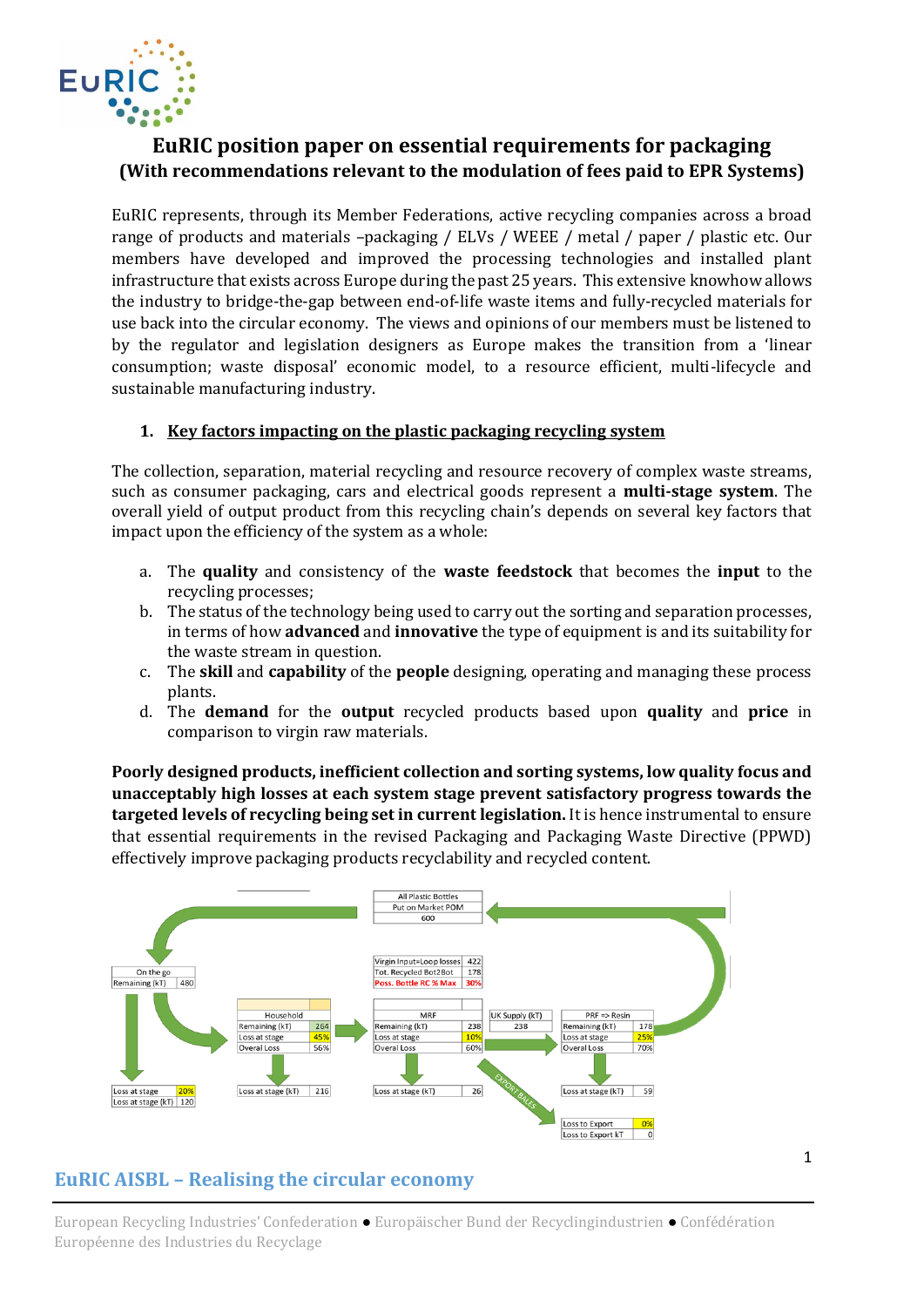# EuRIC position paper on essential requirements for packaging
## (With recommendations relevant to the modulation of fees paid to EPR Systems)

EuRIC represents, through its Member Federations, active recycling companies across a broad range of products and materials –packaging / ELVs / WEEE / metal / paper / plastic etc. Our members have developed and improved the processing technologies and installed plant infrastructure that exists across Europe during the past 25 years. This extensive knowhow allows the industry to bridge-the-gap between end-of-life waste items and fully-recycled materials for use back into the circular economy. The views and opinions of our members must be listened to by the regulator and legislation designers as Europe makes the transition from a 'linear consumption; waste disposal' economic model, to a resource efficient, multi-lifecycle and sustainable manufacturing industry.

### 1. Key factors impacting on the plastic packaging recycling system

The collection, separation, material recycling and resource recovery of complex waste streams, such as consumer packaging, cars and electrical goods represent a **multi-stage system**. The overall yield of output product from this recycling chain's depends on several key factors that impact upon the efficiency of the system as a whole:

a. The **quality** and consistency of the **waste feedstock** that becomes the **input** to the recycling processes;
b. The status of the technology being used to carry out the sorting and separation processes, in terms of how **advanced** and **innovative** the type of equipment is and its suitability for the waste stream in question.
c. The **skill** and **capability** of the **people** designing, operating and managing these process plants.
d. The **demand** for the **output** recycled products based upon **quality** and **price** in comparison to virgin raw materials.

**Poorly designed products, inefficient collection and sorting systems, low quality focus and unacceptably high losses at each system stage prevent satisfactory progress towards the targeted levels of recycling being set in current legislation.** It is hence instrumental to ensure that essential requirements in the revised Packaging and Packaging Waste Directive (PPWD) effectively improve packaging products recyclability and recycled content.

| All Plastic Bottles | |
|---|---|
| Put on Market POM | 600 |

| | |
|---|---|
| Virgin Input=Loop losses | 422 |
| Tot. Recycled Bot2Bot | 178 |
| Poss. Bottle RC % Max | 30% |

| On the go | |
|---|---|
| Remaining (kT) | 480 |
| Loss at stage | 20% |
| Loss at stage (kT) | 120 |

| Household | |
|---|---|
| Remaining (kT) | 264 |
| Loss at stage | 45% |
| Overal Loss | 56% |
| Loss at stage (kT) | 216 |

| MRF | |
|---|---|
| Remaining (kT) | 238 |
| Loss at stage | 10% |
| Overal Loss | 60% |
| Loss at stage (kT) | 26 |

| UK Supply (kT) |
|---|
| 238 |

| PRF => Resin | |
|---|---|
| Remaining (kT) | 178 |
| Loss at stage | 25% |
| Overal Loss | 70% |
| Loss at stage (kT) | 59 |

| EXPORT BALES | |
|---|---|
| Loss to Export | 0% |
| Loss to Export kT | 0 |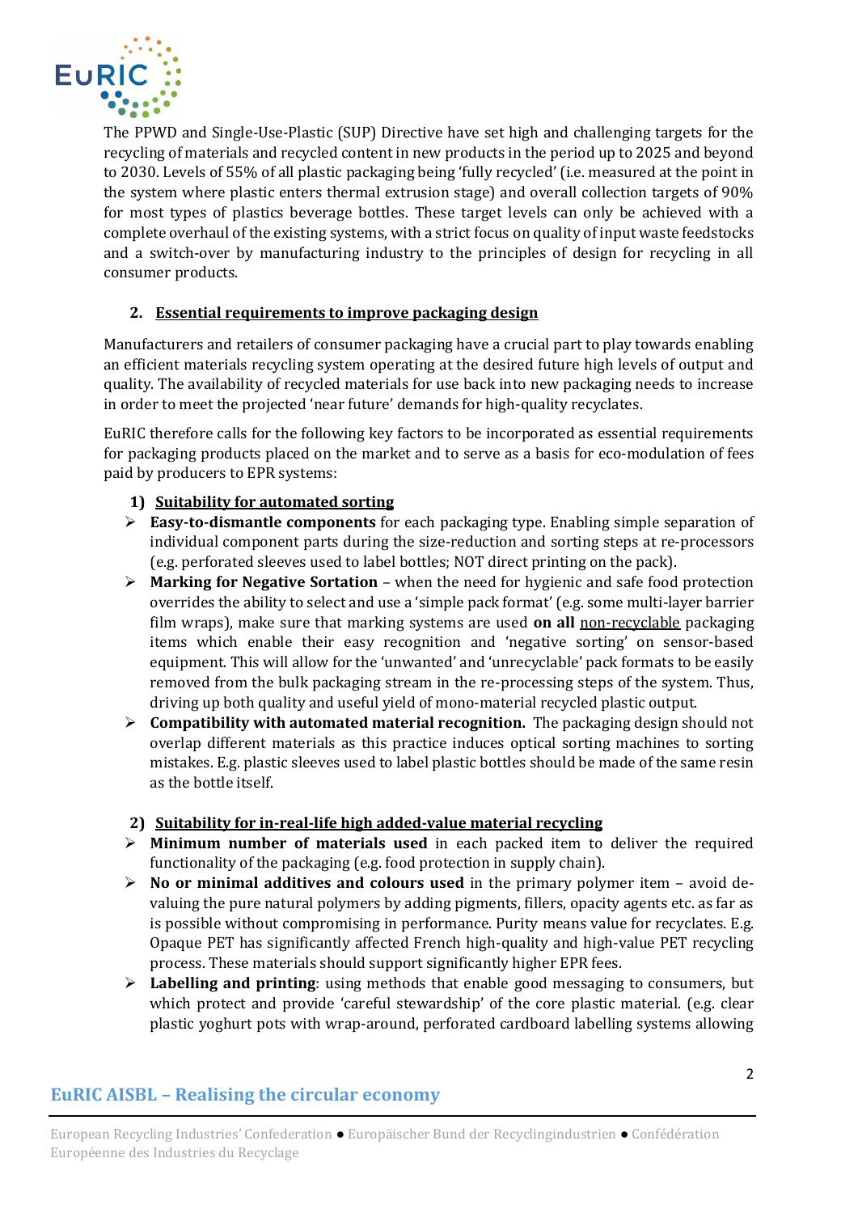The PPWD and Single-Use-Plastic (SUP) Directive have set high and challenging targets for the recycling of materials and recycled content in new products in the period up to 2025 and beyond to 2030. Levels of 55% of all plastic packaging being 'fully recycled' (i.e. measured at the point in the system where plastic enters thermal extrusion stage) and overall collection targets of 90% for most types of plastics beverage bottles. These target levels can only be achieved with a complete overhaul of the existing systems, with a strict focus on quality of input waste feedstocks and a switch-over by manufacturing industry to the principles of design for recycling in all consumer products.

## 2. Essential requirements to improve packaging design

Manufacturers and retailers of consumer packaging have a crucial part to play towards enabling an efficient materials recycling system operating at the desired future high levels of output and quality. The availability of recycled materials for use back into new packaging needs to increase in order to meet the projected 'near future' demands for high-quality recyclates.

EuRIC therefore calls for the following key factors to be incorporated as essential requirements for packaging products placed on the market and to serve as a basis for eco-modulation of fees paid by producers to EPR systems:

### 1) Suitability for automated sorting

- **Easy-to-dismantle components** for each packaging type. Enabling simple separation of individual component parts during the size-reduction and sorting steps at re-processors (e.g. perforated sleeves used to label bottles; NOT direct printing on the pack).
- **Marking for Negative Sortation** – when the need for hygienic and safe food protection overrides the ability to select and use a 'simple pack format' (e.g. some multi-layer barrier film wraps), make sure that marking systems are used **on all** non-recyclable packaging items which enable their easy recognition and 'negative sorting' on sensor-based equipment. This will allow for the 'unwanted' and 'unrecyclable' pack formats to be easily removed from the bulk packaging stream in the re-processing steps of the system. Thus, driving up both quality and useful yield of mono-material recycled plastic output.
- **Compatibility with automated material recognition.** The packaging design should not overlap different materials as this practice induces optical sorting machines to sorting mistakes. E.g. plastic sleeves used to label plastic bottles should be made of the same resin as the bottle itself.

### 2) Suitability for in-real-life high added-value material recycling

- **Minimum number of materials used** in each packed item to deliver the required functionality of the packaging (e.g. food protection in supply chain).
- **No or minimal additives and colours used** in the primary polymer item – avoid de-valuing the pure natural polymers by adding pigments, fillers, opacity agents etc. as far as is possible without compromising in performance. Purity means value for recyclates. E.g. Opaque PET has significantly affected French high-quality and high-value PET recycling process. These materials should support significantly higher EPR fees.
- **Labelling and printing**: using methods that enable good messaging to consumers, but which protect and provide 'careful stewardship' of the core plastic material. (e.g. clear plastic yoghurt pots with wrap-around, perforated cardboard labelling systems allowing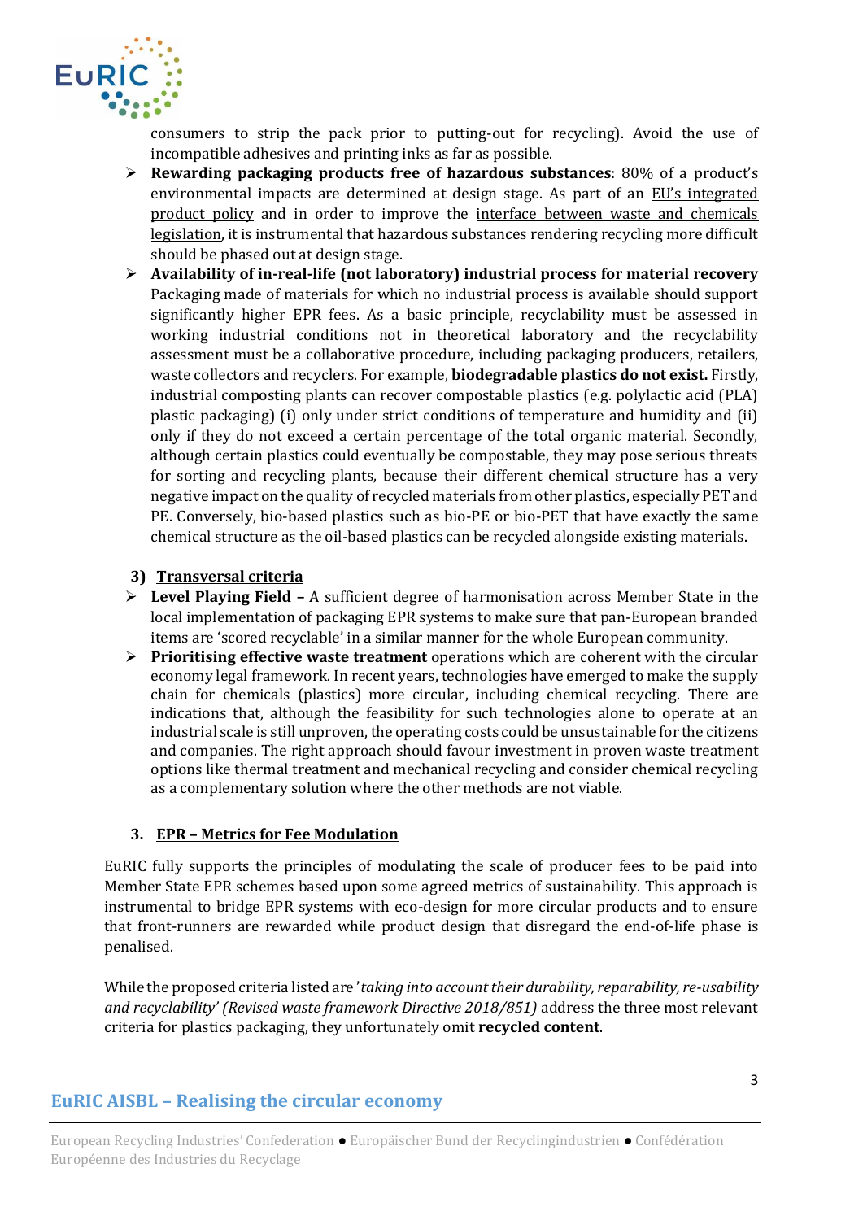consumers to strip the pack prior to putting-out for recycling). Avoid the use of incompatible adhesives and printing inks as far as possible.

- **Rewarding packaging products free of hazardous substances**: 80% of a product's environmental impacts are determined at design stage. As part of an EU's integrated product policy and in order to improve the interface between waste and chemicals legislation, it is instrumental that hazardous substances rendering recycling more difficult should be phased out at design stage.
- **Availability of in-real-life (not laboratory) industrial process for material recovery** Packaging made of materials for which no industrial process is available should support significantly higher EPR fees. As a basic principle, recyclability must be assessed in working industrial conditions not in theoretical laboratory and the recyclability assessment must be a collaborative procedure, including packaging producers, retailers, waste collectors and recyclers. For example, **biodegradable plastics do not exist.** Firstly, industrial composting plants can recover compostable plastics (e.g. polylactic acid (PLA) plastic packaging) (i) only under strict conditions of temperature and humidity and (ii) only if they do not exceed a certain percentage of the total organic material. Secondly, although certain plastics could eventually be compostable, they may pose serious threats for sorting and recycling plants, because their different chemical structure has a very negative impact on the quality of recycled materials from other plastics, especially PET and PE. Conversely, bio-based plastics such as bio-PE or bio-PET that have exactly the same chemical structure as the oil-based plastics can be recycled alongside existing materials.

### 3) Transversal criteria

- **Level Playing Field –** A sufficient degree of harmonisation across Member State in the local implementation of packaging EPR systems to make sure that pan-European branded items are 'scored recyclable' in a similar manner for the whole European community.
- **Prioritising effective waste treatment** operations which are coherent with the circular economy legal framework. In recent years, technologies have emerged to make the supply chain for chemicals (plastics) more circular, including chemical recycling. There are indications that, although the feasibility for such technologies alone to operate at an industrial scale is still unproven, the operating costs could be unsustainable for the citizens and companies. The right approach should favour investment in proven waste treatment options like thermal treatment and mechanical recycling and consider chemical recycling as a complementary solution where the other methods are not viable.

## 3. EPR – Metrics for Fee Modulation

EuRIC fully supports the principles of modulating the scale of producer fees to be paid into Member State EPR schemes based upon some agreed metrics of sustainability. This approach is instrumental to bridge EPR systems with eco-design for more circular products and to ensure that front-runners are rewarded while product design that disregard the end-of-life phase is penalised.

While the proposed criteria listed are '*taking into account their durability, reparability, re-usability and recyclability' (Revised waste framework Directive 2018/851)* address the three most relevant criteria for plastics packaging, they unfortunately omit **recycled content**.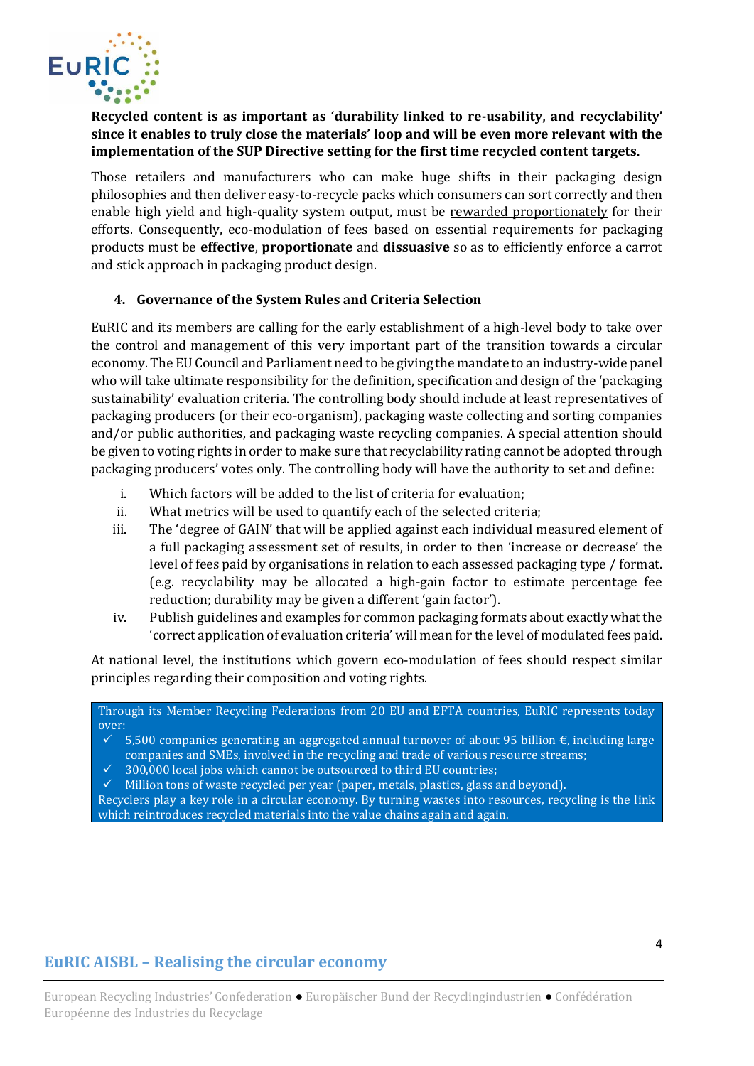**Recycled content is as important as 'durability linked to re-usability, and recyclability' since it enables to truly close the materials' loop and will be even more relevant with the implementation of the SUP Directive setting for the first time recycled content targets.**

Those retailers and manufacturers who can make huge shifts in their packaging design philosophies and then deliver easy-to-recycle packs which consumers can sort correctly and then enable high yield and high-quality system output, must be rewarded proportionately for their efforts. Consequently, eco-modulation of fees based on essential requirements for packaging products must be **effective**, **proportionate** and **dissuasive** so as to efficiently enforce a carrot and stick approach in packaging product design.

## 4. Governance of the System Rules and Criteria Selection

EuRIC and its members are calling for the early establishment of a high-level body to take over the control and management of this very important part of the transition towards a circular economy. The EU Council and Parliament need to be giving the mandate to an industry-wide panel who will take ultimate responsibility for the definition, specification and design of the 'packaging sustainability' evaluation criteria. The controlling body should include at least representatives of packaging producers (or their eco-organism), packaging waste collecting and sorting companies and/or public authorities, and packaging waste recycling companies. A special attention should be given to voting rights in order to make sure that recyclability rating cannot be adopted through packaging producers' votes only. The controlling body will have the authority to set and define:

i. Which factors will be added to the list of criteria for evaluation;
ii. What metrics will be used to quantify each of the selected criteria;
iii. The 'degree of GAIN' that will be applied against each individual measured element of a full packaging assessment set of results, in order to then 'increase or decrease' the level of fees paid by organisations in relation to each assessed packaging type / format. (e.g. recyclability may be allocated a high-gain factor to estimate percentage fee reduction; durability may be given a different 'gain factor').
iv. Publish guidelines and examples for common packaging formats about exactly what the 'correct application of evaluation criteria' will mean for the level of modulated fees paid.

At national level, the institutions which govern eco-modulation of fees should respect similar principles regarding their composition and voting rights.

Through its Member Recycling Federations from 20 EU and EFTA countries, EuRIC represents today over:

- ✓ 5,500 companies generating an aggregated annual turnover of about 95 billion €, including large companies and SMEs, involved in the recycling and trade of various resource streams;
- ✓ 300,000 local jobs which cannot be outsourced to third EU countries;
- ✓ Million tons of waste recycled per year (paper, metals, plastics, glass and beyond).

Recyclers play a key role in a circular economy. By turning wastes into resources, recycling is the link which reintroduces recycled materials into the value chains again and again.